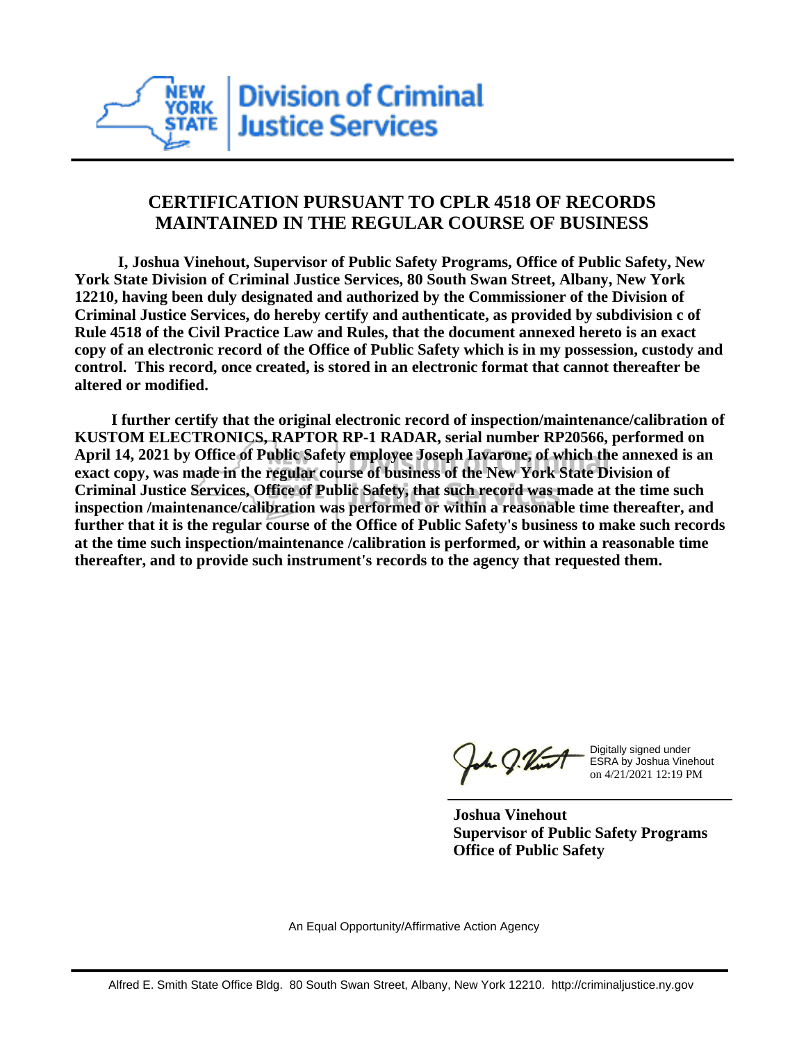Division of Criminal Justice Services

## CERTIFICATION PURSUANT TO CPLR 4518 OF RECORDS MAINTAINED IN THE REGULAR COURSE OF BUSINESS

**I, Joshua Vinehout, Supervisor of Public Safety Programs, Office of Public Safety, New York State Division of Criminal Justice Services, 80 South Swan Street, Albany, New York 12210, having been duly designated and authorized by the Commissioner of the Division of Criminal Justice Services, do hereby certify and authenticate, as provided by subdivision c of Rule 4518 of the Civil Practice Law and Rules, that the document annexed hereto is an exact copy of an electronic record of the Office of Public Safety which is in my possession, custody and control. This record, once created, is stored in an electronic format that cannot thereafter be altered or modified.**

**I further certify that the original electronic record of inspection/maintenance/calibration of KUSTOM ELECTRONICS, RAPTOR RP-1 RADAR, serial number RP20566, performed on April 14, 2021 by Office of Public Safety employee Joseph Iavarone, of which the annexed is an exact copy, was made in the regular course of business of the New York State Division of Criminal Justice Services, Office of Public Safety, that such record was made at the time such inspection /maintenance/calibration was performed or within a reasonable time thereafter, and further that it is the regular course of the Office of Public Safety's business to make such records at the time such inspection/maintenance /calibration is performed, or within a reasonable time thereafter, and to provide such instrument's records to the agency that requested them.**

Digitally signed under ESRA by Joshua Vinehout on 4/21/2021 12:19 PM

**Joshua Vinehout**
**Supervisor of Public Safety Programs**
**Office of Public Safety**

An Equal Opportunity/Affirmative Action Agency

Alfred E. Smith State Office Bldg. 80 South Swan Street, Albany, New York 12210. http://criminaljustice.ny.gov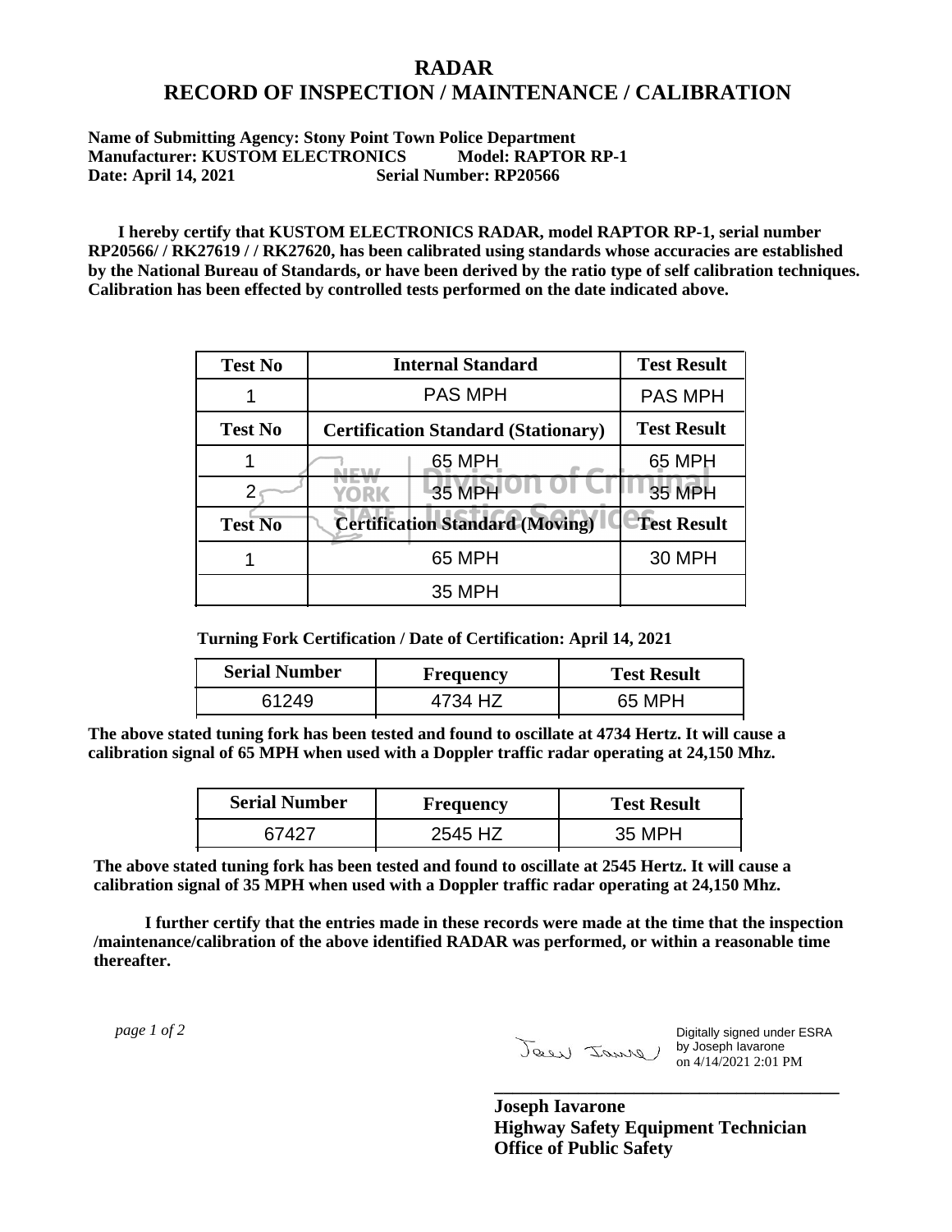# RADAR
# RECORD OF INSPECTION / MAINTENANCE / CALIBRATION

**Name of Submitting Agency: Stony Point Town Police Department**
**Manufacturer: KUSTOM ELECTRONICS Model: RAPTOR RP-1**
**Date: April 14, 2021 Serial Number: RP20566**

**I hereby certify that KUSTOM ELECTRONICS RADAR, model RAPTOR RP-1, serial number RP20566/ / RK27619 / / RK27620, has been calibrated using standards whose accuracies are established by the National Bureau of Standards, or have been derived by the ratio type of self calibration techniques. Calibration has been effected by controlled tests performed on the date indicated above.**

| Test No | Internal Standard | Test Result |
|---|---|---|
| 1 | PAS MPH | PAS MPH |
| **Test No** | **Certification Standard (Stationary)** | **Test Result** |
| 1 | 65 MPH | 65 MPH |
| 2 | 35 MPH | 35 MPH |
| **Test No** | **Certification Standard (Moving)** | **Test Result** |
| 1 | 65 MPH | 30 MPH |
| | 35 MPH | |

**Turning Fork Certification / Date of Certification: April 14, 2021**

| Serial Number | Frequency | Test Result |
|---|---|---|
| 61249 | 4734 HZ | 65 MPH |

**The above stated tuning fork has been tested and found to oscillate at 4734 Hertz. It will cause a calibration signal of 65 MPH when used with a Doppler traffic radar operating at 24,150 Mhz.**

| Serial Number | Frequency | Test Result |
|---|---|---|
| 67427 | 2545 HZ | 35 MPH |

**The above stated tuning fork has been tested and found to oscillate at 2545 Hertz. It will cause a calibration signal of 35 MPH when used with a Doppler traffic radar operating at 24,150 Mhz.**

**I further certify that the entries made in these records were made at the time that the inspection /maintenance/calibration of the above identified RADAR was performed, or within a reasonable time thereafter.**

*page 1 of 2*

Digitally signed under ESRA by Joseph Iavarone on 4/14/2021 2:01 PM

**Joseph Iavarone**
**Highway Safety Equipment Technician**
**Office of Public Safety**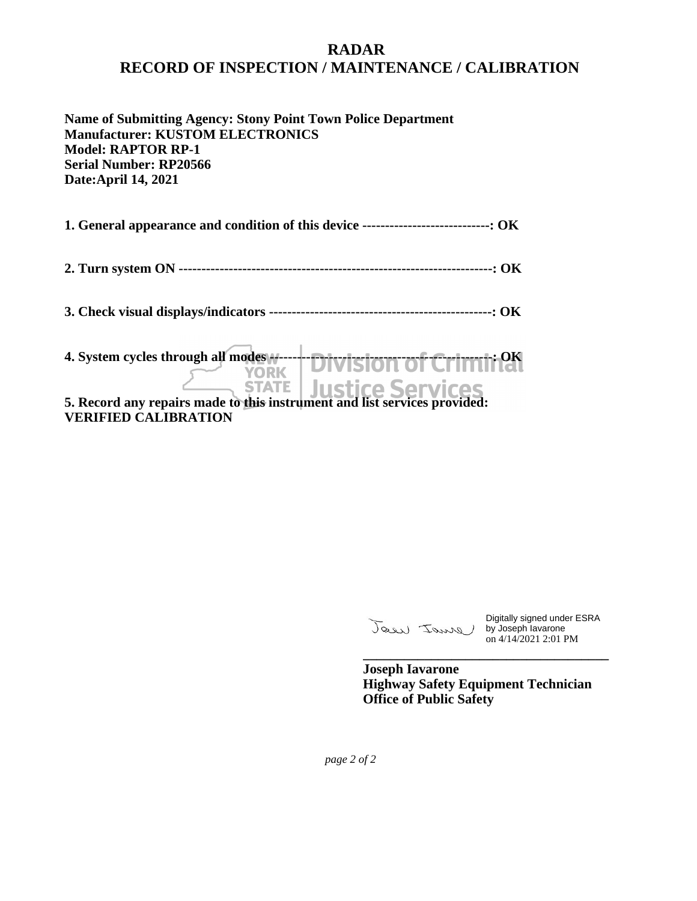# RADAR
# RECORD OF INSPECTION / MAINTENANCE / CALIBRATION

**Name of Submitting Agency: Stony Point Town Police Department**
**Manufacturer: KUSTOM ELECTRONICS**
**Model: RAPTOR RP-1**
**Serial Number: RP20566**
**Date:April 14, 2021**

**1. General appearance and condition of this device ----------------------------: OK**

**2. Turn system ON ------------------------------------------------------------------: OK**

**3. Check visual displays/indicators -------------------------------------------------: OK**

**4. System cycles through all modes -------------------------------------------------: OK**

**5. Record any repairs made to this instrument and list services provided:**
**VERIFIED CALIBRATION**

Digitally signed under ESRA by Joseph Iavarone on 4/14/2021 2:01 PM

**Joseph Iavarone**
**Highway Safety Equipment Technician**
**Office of Public Safety**